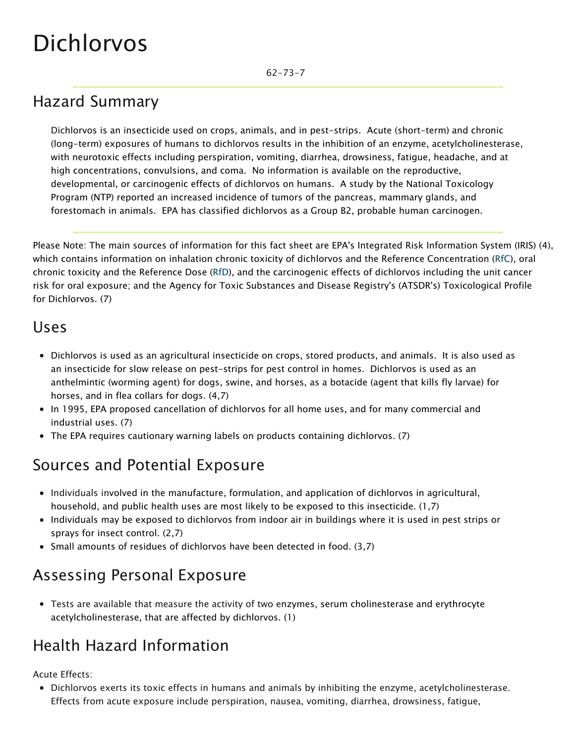# Dichlorvos

62-73-7

## Hazard Summary

Dichlorvos is an insecticide used on crops, animals, and in pest-strips. Acute (short-term) and chronic (long-term) exposures of humans to dichlorvos results in the inhibition of an enzyme, acetylcholinesterase, with neurotoxic effects including perspiration, vomiting, diarrhea, drowsiness, fatigue, headache, and at high concentrations, convulsions, and coma. No information is available on the reproductive, developmental, or carcinogenic effects of dichlorvos on humans. A study by the National Toxicology Program (NTP) reported an increased incidence of tumors of the pancreas, mammary glands, and forestomach in animals. EPA has classified dichlorvos as a Group B2, probable human carcinogen.

Please Note: The main sources of information for this fact sheet are EPA's Integrated Risk Information System (IRIS) (4), which contains information on inhalation chronic toxicity of dichlorvos and the Reference Concentration (RfC), oral chronic toxicity and the Reference Dose (RfD), and the carcinogenic effects of dichlorvos including the unit cancer risk for oral exposure; and the Agency for Toxic Substances and Disease Registry's (ATSDR's) Toxicological Profile for Dichlorvos. (7)

## Uses

- Dichlorvos is used as an agricultural insecticide on crops, stored products, and animals. It is also used as an insecticide for slow release on pest-strips for pest control in homes. Dichlorvos is used as an anthelmintic (worming agent) for dogs, swine, and horses, as a botacide (agent that kills fly larvae) for horses, and in flea collars for dogs. (4,7)
- In 1995, EPA proposed cancellation of dichlorvos for all home uses, and for many commercial and industrial uses. (7)
- The EPA requires cautionary warning labels on products containing dichlorvos. (7)

## Sources and Potential Exposure

- Individuals involved in the manufacture, formulation, and application of dichlorvos in agricultural, household, and public health uses are most likely to be exposed to this insecticide. (1,7)
- Individuals may be exposed to dichlorvos from indoor air in buildings where it is used in pest strips or sprays for insect control. (2,7)
- Small amounts of residues of dichlorvos have been detected in food. (3,7)

## Assessing Personal Exposure

- Tests are available that measure the activity of two enzymes, serum cholinesterase and erythrocyte acetylcholinesterase, that are affected by dichlorvos. (1)

## Health Hazard Information

Acute Effects:

- Dichlorvos exerts its toxic effects in humans and animals by inhibiting the enzyme, acetylcholinesterase. Effects from acute exposure include perspiration, nausea, vomiting, diarrhea, drowsiness, fatigue,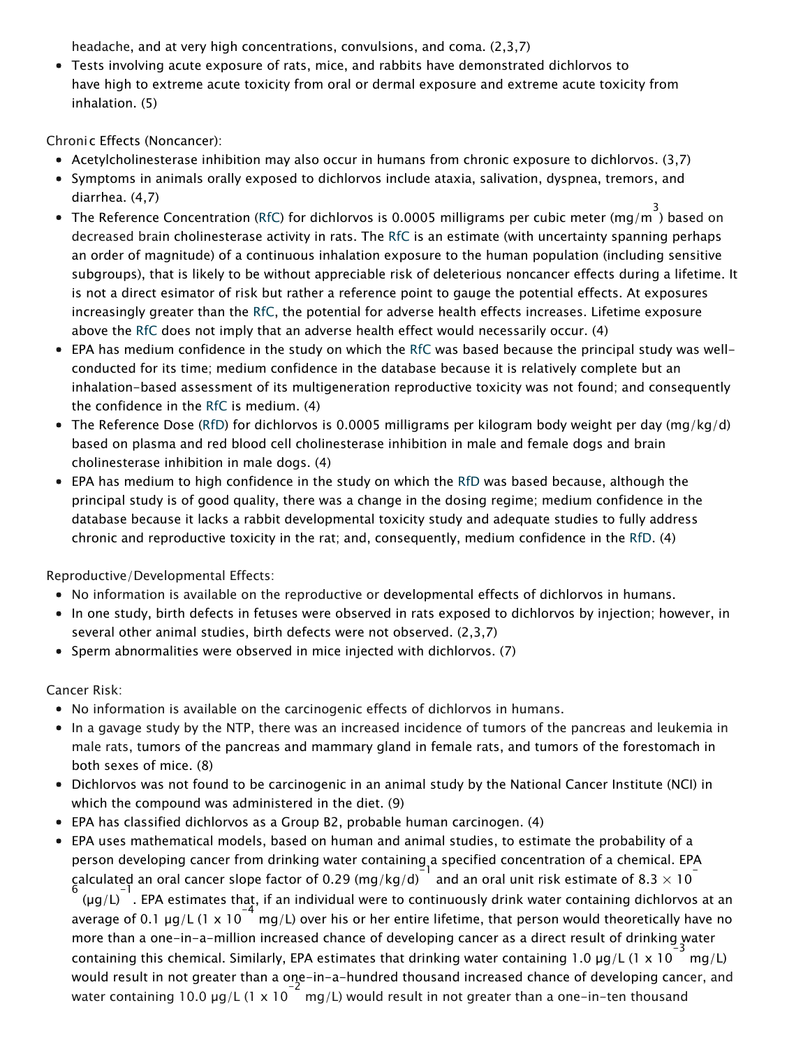headache, and at very high concentrations, convulsions, and coma. (2,3,7)

- Tests involving acute exposure of rats, mice, and rabbits have demonstrated dichlorvos to have high to extreme acute toxicity from oral or dermal exposure and extreme acute toxicity from inhalation. (5)

Chronic Effects (Noncancer):

- Acetylcholinesterase inhibition may also occur in humans from chronic exposure to dichlorvos. (3,7)
- Symptoms in animals orally exposed to dichlorvos include ataxia, salivation, dyspnea, tremors, and diarrhea. (4,7)
- The Reference Concentration (RfC) for dichlorvos is 0.0005 milligrams per cubic meter ($mg/m^3$) based on decreased brain cholinesterase activity in rats. The RfC is an estimate (with uncertainty spanning perhaps an order of magnitude) of a continuous inhalation exposure to the human population (including sensitive subgroups), that is likely to be without appreciable risk of deleterious noncancer effects during a lifetime. It is not a direct esimator of risk but rather a reference point to gauge the potential effects. At exposures increasingly greater than the RfC, the potential for adverse health effects increases. Lifetime exposure above the RfC does not imply that an adverse health effect would necessarily occur. (4)
- EPA has medium confidence in the study on which the RfC was based because the principal study was well-conducted for its time; medium confidence in the database because it is relatively complete but an inhalation-based assessment of its multigeneration reproductive toxicity was not found; and consequently the confidence in the RfC is medium. (4)
- The Reference Dose (RfD) for dichlorvos is 0.0005 milligrams per kilogram body weight per day (mg/kg/d) based on plasma and red blood cell cholinesterase inhibition in male and female dogs and brain cholinesterase inhibition in male dogs. (4)
- EPA has medium to high confidence in the study on which the RfD was based because, although the principal study is of good quality, there was a change in the dosing regime; medium confidence in the database because it lacks a rabbit developmental toxicity study and adequate studies to fully address chronic and reproductive toxicity in the rat; and, consequently, medium confidence in the RfD. (4)

Reproductive/Developmental Effects:

- No information is available on the reproductive or developmental effects of dichlorvos in humans.
- In one study, birth defects in fetuses were observed in rats exposed to dichlorvos by injection; however, in several other animal studies, birth defects were not observed. (2,3,7)
- Sperm abnormalities were observed in mice injected with dichlorvos. (7)

Cancer Risk:

- No information is available on the carcinogenic effects of dichlorvos in humans.
- In a gavage study by the NTP, there was an increased incidence of tumors of the pancreas and leukemia in male rats, tumors of the pancreas and mammary gland in female rats, and tumors of the forestomach in both sexes of mice. (8)
- Dichlorvos was not found to be carcinogenic in an animal study by the National Cancer Institute (NCI) in which the compound was administered in the diet. (9)
- EPA has classified dichlorvos as a Group B2, probable human carcinogen. (4)
- EPA uses mathematical models, based on human and animal studies, to estimate the probability of a person developing cancer from drinking water containing a specified concentration of a chemical. EPA calculated an oral cancer slope factor of 0.29 $(mg/kg/d)^{-1}$ and an oral unit risk estimate of $8.3 \times 10^{-6}$ $(\mu g/L)^{-1}$. EPA estimates that, if an individual were to continuously drink water containing dichlorvos at an average of 0.1 µg/L ($1 \times 10^{-4}$ mg/L) over his or her entire lifetime, that person would theoretically have no more than a one-in-a-million increased chance of developing cancer as a direct result of drinking water containing this chemical. Similarly, EPA estimates that drinking water containing 1.0 µg/L ($1 \times 10^{-3}$ mg/L) would result in not greater than a one-in-a-hundred thousand increased chance of developing cancer, and water containing 10.0 µg/L ($1 \times 10^{-2}$ mg/L) would result in not greater than a one-in-ten thousand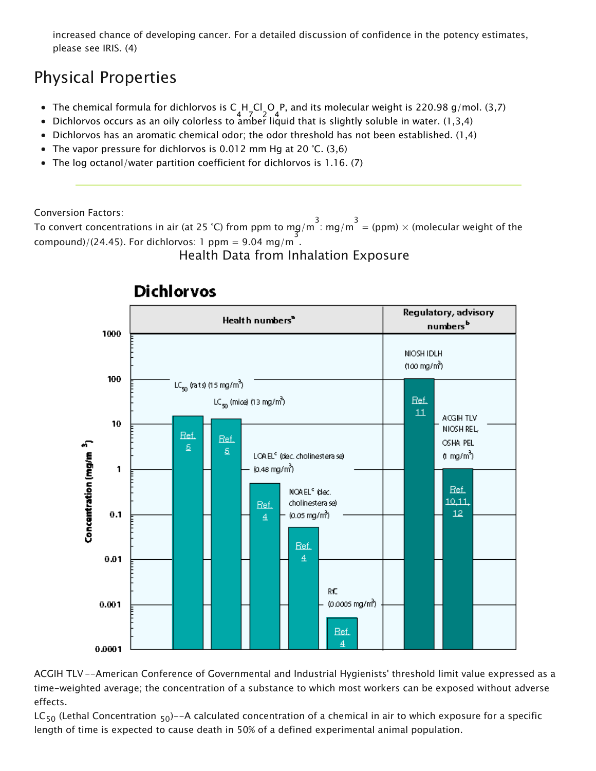increased chance of developing cancer. For a detailed discussion of confidence in the potency estimates, please see IRIS. (4)

## Physical Properties

- The chemical formula for dichlorvos is $C_4H_7Cl_2O_4P$, and its molecular weight is 220.98 g/mol. (3,7)
- Dichlorvos occurs as an oily colorless to amber liquid that is slightly soluble in water. (1,3,4)
- Dichlorvos has an aromatic chemical odor; the odor threshold has not been established. (1,4)
- The vapor pressure for dichlorvos is 0.012 mm Hg at 20 °C. (3,6)
- The log octanol/water partition coefficient for dichlorvos is 1.16. (7)

---

Conversion Factors:
To convert concentrations in air (at 25 °C) from ppm to $mg/m^3$: $mg/m^3$ = (ppm) × (molecular weight of the compound)/(24.45). For dichlorvos: 1 ppm = 9.04 $mg/m^3$.

## Health Data from Inhalation Exposure

**Dichlorvos**

| Category | Value | Concentration (mg/m³) | Ref. |
|---|---|---|---|
| Health numbers[a] | $LC_{50}$ (rats) | 15 | Ref. 5 |
| Health numbers[a] | $LC_{50}$ (mice) | 13 | Ref. 5 |
| Health numbers[a] | LOAEL[c] (dec. cholinesterase) | 0.48 | Ref. 4 |
| Health numbers[a] | NOAEL[c] (dec. cholinesterase) | 0.05 | Ref. 4 |
| Health numbers[a] | RfC | 0.0005 | Ref. 4 |
| Regulatory, advisory numbers[b] | NIOSH IDLH | 100 | Ref. 11 |
| Regulatory, advisory numbers[b] | ACGIH TLV, NIOSH REL, OSHA PEL | 1 | Ref. 10,11,12 |

ACGIH TLV --American Conference of Governmental and Industrial Hygienists' threshold limit value expressed as a time-weighted average; the concentration of a substance to which most workers can be exposed without adverse effects.

$LC_{50}$ (Lethal Concentration $_{50}$)--A calculated concentration of a chemical in air to which exposure for a specific length of time is expected to cause death in 50% of a defined experimental animal population.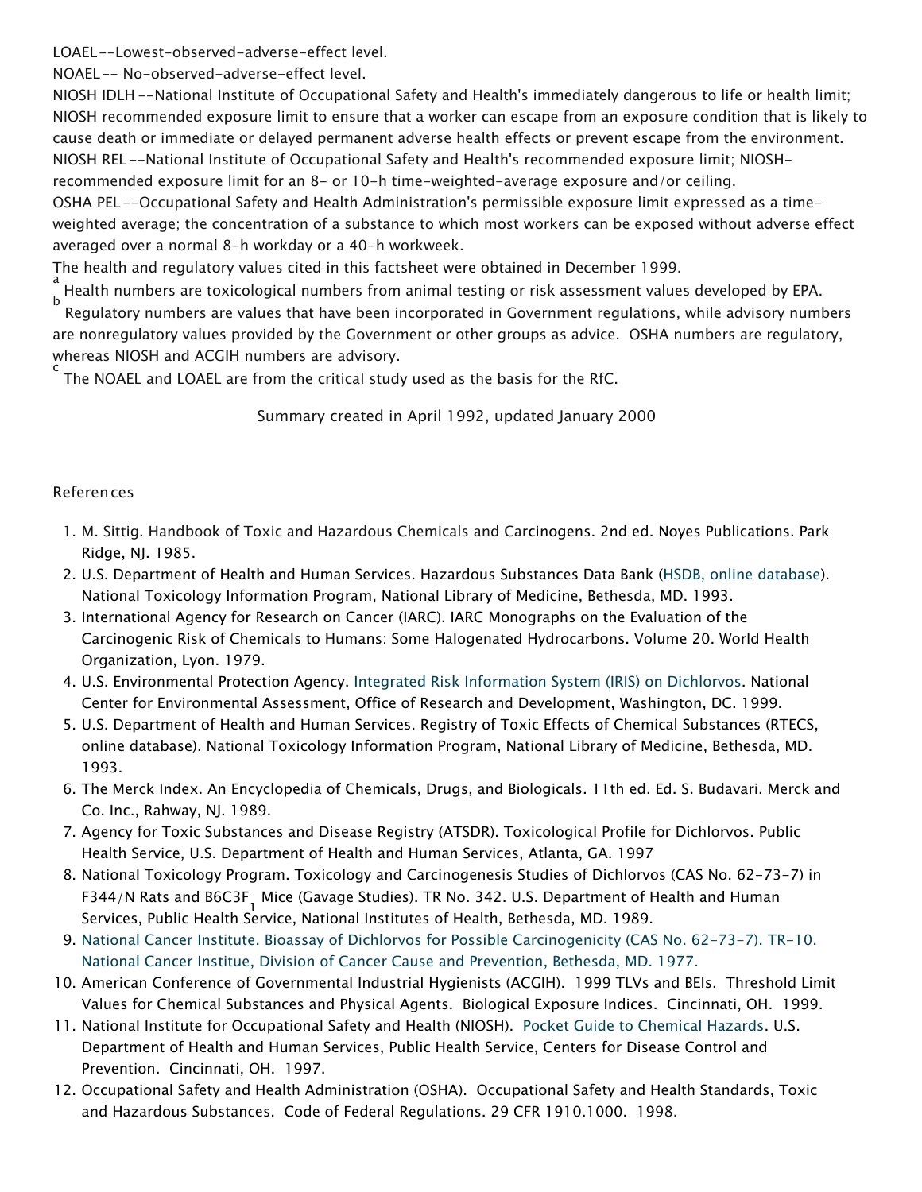LOAEL--Lowest-observed-adverse-effect level.

NOAEL-- No-observed-adverse-effect level.

NIOSH IDLH --National Institute of Occupational Safety and Health's immediately dangerous to life or health limit; NIOSH recommended exposure limit to ensure that a worker can escape from an exposure condition that is likely to cause death or immediate or delayed permanent adverse health effects or prevent escape from the environment.

NIOSH REL --National Institute of Occupational Safety and Health's recommended exposure limit; NIOSH-recommended exposure limit for an 8- or 10-h time-weighted-average exposure and/or ceiling.

OSHA PEL--Occupational Safety and Health Administration's permissible exposure limit expressed as a time-weighted average; the concentration of a substance to which most workers can be exposed without adverse effect averaged over a normal 8-h workday or a 40-h workweek.

The health and regulatory values cited in this factsheet were obtained in December 1999.

[a] Health numbers are toxicological numbers from animal testing or risk assessment values developed by EPA.

[b] Regulatory numbers are values that have been incorporated in Government regulations, while advisory numbers are nonregulatory values provided by the Government or other groups as advice. OSHA numbers are regulatory, whereas NIOSH and ACGIH numbers are advisory.

[c] The NOAEL and LOAEL are from the critical study used as the basis for the RfC.

Summary created in April 1992, updated January 2000

## References

1. M. Sittig. Handbook of Toxic and Hazardous Chemicals and Carcinogens. 2nd ed. Noyes Publications. Park Ridge, NJ. 1985.
2. U.S. Department of Health and Human Services. Hazardous Substances Data Bank (HSDB, online database). National Toxicology Information Program, National Library of Medicine, Bethesda, MD. 1993.
3. International Agency for Research on Cancer (IARC). IARC Monographs on the Evaluation of the Carcinogenic Risk of Chemicals to Humans: Some Halogenated Hydrocarbons. Volume 20. World Health Organization, Lyon. 1979.
4. U.S. Environmental Protection Agency. Integrated Risk Information System (IRIS) on Dichlorvos. National Center for Environmental Assessment, Office of Research and Development, Washington, DC. 1999.
5. U.S. Department of Health and Human Services. Registry of Toxic Effects of Chemical Substances (RTECS, online database). National Toxicology Information Program, National Library of Medicine, Bethesda, MD. 1993.
6. The Merck Index. An Encyclopedia of Chemicals, Drugs, and Biologicals. 11th ed. Ed. S. Budavari. Merck and Co. Inc., Rahway, NJ. 1989.
7. Agency for Toxic Substances and Disease Registry (ATSDR). Toxicological Profile for Dichlorvos. Public Health Service, U.S. Department of Health and Human Services, Atlanta, GA. 1997
8. National Toxicology Program. Toxicology and Carcinogenesis Studies of Dichlorvos (CAS No. 62-73-7) in F344/N Rats and $B6C3F_1$ Mice (Gavage Studies). TR No. 342. U.S. Department of Health and Human Services, Public Health Service, National Institutes of Health, Bethesda, MD. 1989.
9. National Cancer Institute. Bioassay of Dichlorvos for Possible Carcinogenicity (CAS No. 62-73-7). TR-10. National Cancer Institue, Division of Cancer Cause and Prevention, Bethesda, MD. 1977.
10. American Conference of Governmental Industrial Hygienists (ACGIH). 1999 TLVs and BEIs. Threshold Limit Values for Chemical Substances and Physical Agents. Biological Exposure Indices. Cincinnati, OH. 1999.
11. National Institute for Occupational Safety and Health (NIOSH). Pocket Guide to Chemical Hazards. U.S. Department of Health and Human Services, Public Health Service, Centers for Disease Control and Prevention. Cincinnati, OH. 1997.
12. Occupational Safety and Health Administration (OSHA). Occupational Safety and Health Standards, Toxic and Hazardous Substances. Code of Federal Regulations. 29 CFR 1910.1000. 1998.